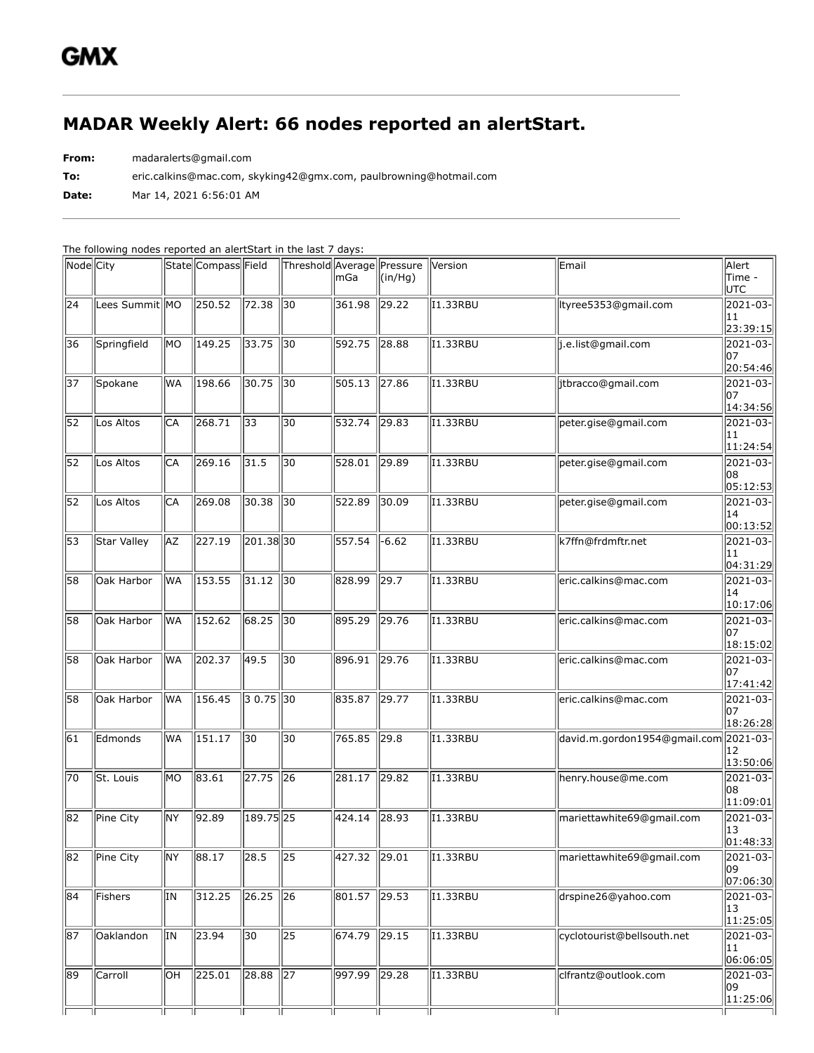GMX

# MADAR Weekly Alert: 66 nodes reported an alertStart.

**From:** madaralerts@gmail.com

**To:** eric.calkins@mac.com, skyking42@gmx.com, paulbrowning@hotmail.com

**Date:** Mar 14, 2021 6:56:01 AM

The following nodes reported an alertStart in the last 7 days:

| Node | City | State | Compass | Field | Threshold | Average mGa | Pressure (in/Hg) | Version | Email | Alert Time - UTC |
|---|---|---|---|---|---|---|---|---|---|---|
| 24 | Lees Summit | MO | 250.52 | 72.38 | 30 | 361.98 | 29.22 | I1.33RBU | ltyree5353@gmail.com | 2021-03-11 23:39:15 |
| 36 | Springfield | MO | 149.25 | 33.75 | 30 | 592.75 | 28.88 | I1.33RBU | j.e.list@gmail.com | 2021-03-07 20:54:46 |
| 37 | Spokane | WA | 198.66 | 30.75 | 30 | 505.13 | 27.86 | I1.33RBU | jtbracco@gmail.com | 2021-03-07 14:34:56 |
| 52 | Los Altos | CA | 268.71 | 33 | 30 | 532.74 | 29.83 | I1.33RBU | peter.gise@gmail.com | 2021-03-11 11:24:54 |
| 52 | Los Altos | CA | 269.16 | 31.5 | 30 | 528.01 | 29.89 | I1.33RBU | peter.gise@gmail.com | 2021-03-08 05:12:53 |
| 52 | Los Altos | CA | 269.08 | 30.38 | 30 | 522.89 | 30.09 | I1.33RBU | peter.gise@gmail.com | 2021-03-14 00:13:52 |
| 53 | Star Valley | AZ | 227.19 | 201.38 | 30 | 557.54 | -6.62 | I1.33RBU | k7ffn@frdmftr.net | 2021-03-11 04:31:29 |
| 58 | Oak Harbor | WA | 153.55 | 31.12 | 30 | 828.99 | 29.7 | I1.33RBU | eric.calkins@mac.com | 2021-03-14 10:17:06 |
| 58 | Oak Harbor | WA | 152.62 | 68.25 | 30 | 895.29 | 29.76 | I1.33RBU | eric.calkins@mac.com | 2021-03-07 18:15:02 |
| 58 | Oak Harbor | WA | 202.37 | 49.5 | 30 | 896.91 | 29.76 | I1.33RBU | eric.calkins@mac.com | 2021-03-07 17:41:42 |
| 58 | Oak Harbor | WA | 156.45 | 3 0.75 | 30 | 835.87 | 29.77 | I1.33RBU | eric.calkins@mac.com | 2021-03-07 18:26:28 |
| 61 | Edmonds | WA | 151.17 | 30 | 30 | 765.85 | 29.8 | I1.33RBU | david.m.gordon1954@gmail.com | 2021-03-12 13:50:06 |
| 70 | St. Louis | MO | 83.61 | 27.75 | 26 | 281.17 | 29.82 | I1.33RBU | henry.house@me.com | 2021-03-08 11:09:01 |
| 82 | Pine City | NY | 92.89 | 189.75 | 25 | 424.14 | 28.93 | I1.33RBU | mariettawhite69@gmail.com | 2021-03-13 01:48:33 |
| 82 | Pine City | NY | 88.17 | 28.5 | 25 | 427.32 | 29.01 | I1.33RBU | mariettawhite69@gmail.com | 2021-03-09 07:06:30 |
| 84 | Fishers | IN | 312.25 | 26.25 | 26 | 801.57 | 29.53 | I1.33RBU | drspine26@yahoo.com | 2021-03-13 11:25:05 |
| 87 | Oaklandon | IN | 23.94 | 30 | 25 | 674.79 | 29.15 | I1.33RBU | cyclotourist@bellsouth.net | 2021-03-11 06:06:05 |
| 89 | Carroll | OH | 225.01 | 28.88 | 27 | 997.99 | 29.28 | I1.33RBU | clfrantz@outlook.com | 2021-03-09 11:25:06 |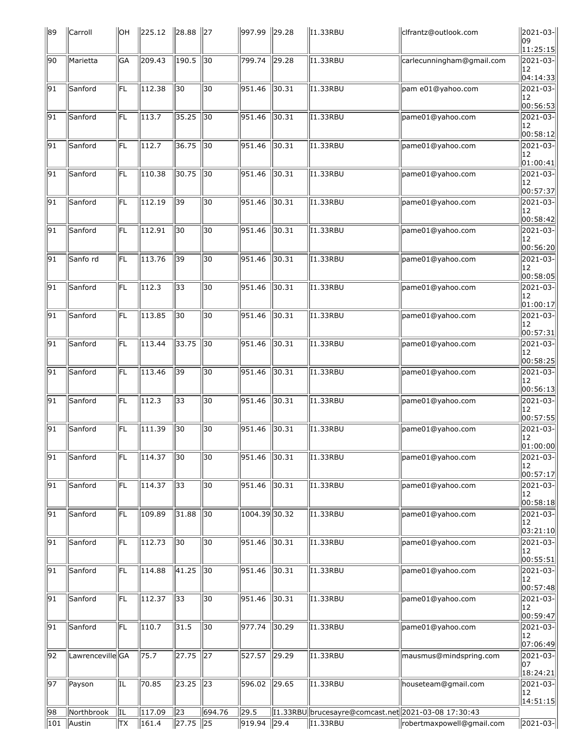| | | | | | | | | | |
|---|---|---|---|---|---|---|---|---|---|
| 89 | Carroll | OH | 225.12 | 28.88 | 27 | 997.99 | 29.28 | I1.33RBU | clfrantz@outlook.com | 2021-03-09 11:25:15 |
| 90 | Marietta | GA | 209.43 | 190.5 | 30 | 799.74 | 29.28 | I1.33RBU | carlecunningham@gmail.com | 2021-03-12 04:14:33 |
| 91 | Sanford | FL | 112.38 | 30 | 30 | 951.46 | 30.31 | I1.33RBU | pam e01@yahoo.com | 2021-03-12 00:56:53 |
| 91 | Sanford | FL | 113.7 | 35.25 | 30 | 951.46 | 30.31 | I1.33RBU | pame01@yahoo.com | 2021-03-12 00:58:12 |
| 91 | Sanford | FL | 112.7 | 36.75 | 30 | 951.46 | 30.31 | I1.33RBU | pame01@yahoo.com | 2021-03-12 01:00:41 |
| 91 | Sanford | FL | 110.38 | 30.75 | 30 | 951.46 | 30.31 | I1.33RBU | pame01@yahoo.com | 2021-03-12 00:57:37 |
| 91 | Sanford | FL | 112.19 | 39 | 30 | 951.46 | 30.31 | I1.33RBU | pame01@yahoo.com | 2021-03-12 00:58:42 |
| 91 | Sanford | FL | 112.91 | 30 | 30 | 951.46 | 30.31 | I1.33RBU | pame01@yahoo.com | 2021-03-12 00:56:20 |
| 91 | Sanfo rd | FL | 113.76 | 39 | 30 | 951.46 | 30.31 | I1.33RBU | pame01@yahoo.com | 2021-03-12 00:58:05 |
| 91 | Sanford | FL | 112.3 | 33 | 30 | 951.46 | 30.31 | I1.33RBU | pame01@yahoo.com | 2021-03-12 01:00:17 |
| 91 | Sanford | FL | 113.85 | 30 | 30 | 951.46 | 30.31 | I1.33RBU | pame01@yahoo.com | 2021-03-12 00:57:31 |
| 91 | Sanford | FL | 113.44 | 33.75 | 30 | 951.46 | 30.31 | I1.33RBU | pame01@yahoo.com | 2021-03-12 00:58:25 |
| 91 | Sanford | FL | 113.46 | 39 | 30 | 951.46 | 30.31 | I1.33RBU | pame01@yahoo.com | 2021-03-12 00:56:13 |
| 91 | Sanford | FL | 112.3 | 33 | 30 | 951.46 | 30.31 | I1.33RBU | pame01@yahoo.com | 2021-03-12 00:57:55 |
| 91 | Sanford | FL | 111.39 | 30 | 30 | 951.46 | 30.31 | I1.33RBU | pame01@yahoo.com | 2021-03-12 01:00:00 |
| 91 | Sanford | FL | 114.37 | 30 | 30 | 951.46 | 30.31 | I1.33RBU | pame01@yahoo.com | 2021-03-12 00:57:17 |
| 91 | Sanford | FL | 114.37 | 33 | 30 | 951.46 | 30.31 | I1.33RBU | pame01@yahoo.com | 2021-03-12 00:58:18 |
| 91 | Sanford | FL | 109.89 | 31.88 | 30 | 1004.39 | 30.32 | I1.33RBU | pame01@yahoo.com | 2021-03-12 03:21:10 |
| 91 | Sanford | FL | 112.73 | 30 | 30 | 951.46 | 30.31 | I1.33RBU | pame01@yahoo.com | 2021-03-12 00:55:51 |
| 91 | Sanford | FL | 114.88 | 41.25 | 30 | 951.46 | 30.31 | I1.33RBU | pame01@yahoo.com | 2021-03-12 00:57:48 |
| 91 | Sanford | FL | 112.37 | 33 | 30 | 951.46 | 30.31 | I1.33RBU | pame01@yahoo.com | 2021-03-12 00:59:47 |
| 91 | Sanford | FL | 110.7 | 31.5 | 30 | 977.74 | 30.29 | I1.33RBU | pame01@yahoo.com | 2021-03-12 07:06:49 |
| 92 | Lawrenceville | GA | 75.7 | 27.75 | 27 | 527.57 | 29.29 | I1.33RBU | mausmus@mindspring.com | 2021-03-07 18:24:21 |
| 97 | Payson | IL | 70.85 | 23.25 | 23 | 596.02 | 29.65 | I1.33RBU | houseteam@gmail.com | 2021-03-12 14:51:15 |
| 98 | Northbrook | IL | 117.09 | 23 | 694.76 | 29.5 | I1.33RBU | brucesayre@comcast.net | 2021-03-08 17:30:43 | |
| 101 | Austin | TX | 161.4 | 27.75 | 25 | 919.94 | 29.4 | I1.33RBU | robertmaxpowell@gmail.com | 2021-03- |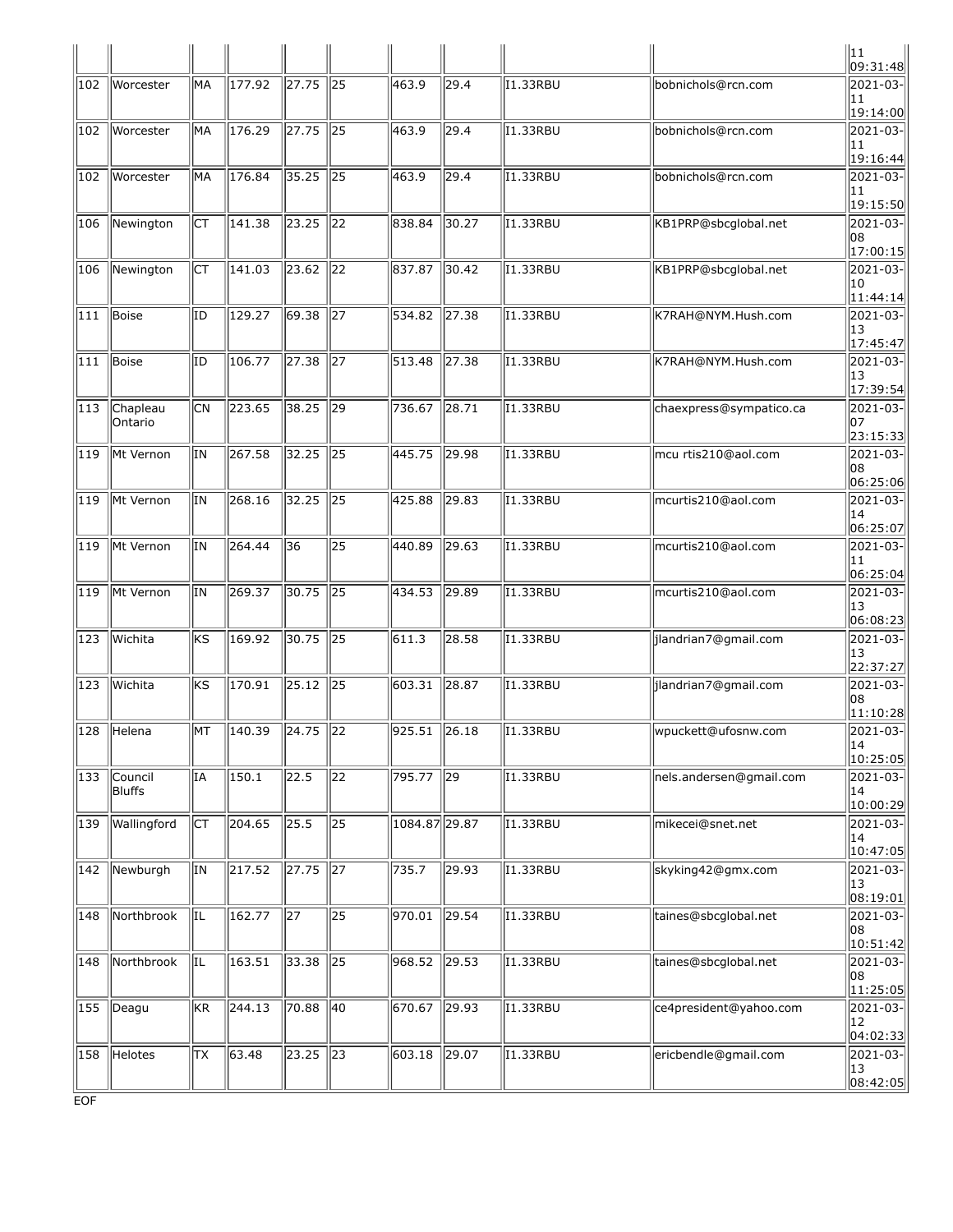| | | | | | | | | | | |
|---|---|---|---|---|---|---|---|---|---|---|
| | | | | | | | | | | 11 09:31:48 |
| 102 | Worcester | MA | 177.92 | 27.75 | 25 | 463.9 | 29.4 | I1.33RBU | bobnichols@rcn.com | 2021-03-11 19:14:00 |
| 102 | Worcester | MA | 176.29 | 27.75 | 25 | 463.9 | 29.4 | I1.33RBU | bobnichols@rcn.com | 2021-03-11 19:16:44 |
| 102 | Worcester | MA | 176.84 | 35.25 | 25 | 463.9 | 29.4 | I1.33RBU | bobnichols@rcn.com | 2021-03-11 19:15:50 |
| 106 | Newington | CT | 141.38 | 23.25 | 22 | 838.84 | 30.27 | I1.33RBU | KB1PRP@sbcglobal.net | 2021-03-08 17:00:15 |
| 106 | Newington | CT | 141.03 | 23.62 | 22 | 837.87 | 30.42 | I1.33RBU | KB1PRP@sbcglobal.net | 2021-03-10 11:44:14 |
| 111 | Boise | ID | 129.27 | 69.38 | 27 | 534.82 | 27.38 | I1.33RBU | K7RAH@NYM.Hush.com | 2021-03-13 17:45:47 |
| 111 | Boise | ID | 106.77 | 27.38 | 27 | 513.48 | 27.38 | I1.33RBU | K7RAH@NYM.Hush.com | 2021-03-13 17:39:54 |
| 113 | Chapleau Ontario | CN | 223.65 | 38.25 | 29 | 736.67 | 28.71 | I1.33RBU | chaexpress@sympatico.ca | 2021-03-07 23:15:33 |
| 119 | Mt Vernon | IN | 267.58 | 32.25 | 25 | 445.75 | 29.98 | I1.33RBU | mcu rtis210@aol.com | 2021-03-08 06:25:06 |
| 119 | Mt Vernon | IN | 268.16 | 32.25 | 25 | 425.88 | 29.83 | I1.33RBU | mcurtis210@aol.com | 2021-03-14 06:25:07 |
| 119 | Mt Vernon | IN | 264.44 | 36 | 25 | 440.89 | 29.63 | I1.33RBU | mcurtis210@aol.com | 2021-03-11 06:25:04 |
| 119 | Mt Vernon | IN | 269.37 | 30.75 | 25 | 434.53 | 29.89 | I1.33RBU | mcurtis210@aol.com | 2021-03-13 06:08:23 |
| 123 | Wichita | KS | 169.92 | 30.75 | 25 | 611.3 | 28.58 | I1.33RBU | jlandrian7@gmail.com | 2021-03-13 22:37:27 |
| 123 | Wichita | KS | 170.91 | 25.12 | 25 | 603.31 | 28.87 | I1.33RBU | jlandrian7@gmail.com | 2021-03-08 11:10:28 |
| 128 | Helena | MT | 140.39 | 24.75 | 22 | 925.51 | 26.18 | I1.33RBU | wpuckett@ufosnw.com | 2021-03-14 10:25:05 |
| 133 | Council Bluffs | IA | 150.1 | 22.5 | 22 | 795.77 | 29 | I1.33RBU | nels.andersen@gmail.com | 2021-03-14 10:00:29 |
| 139 | Wallingford | CT | 204.65 | 25.5 | 25 | 1084.87 | 29.87 | I1.33RBU | mikecei@snet.net | 2021-03-14 10:47:05 |
| 142 | Newburgh | IN | 217.52 | 27.75 | 27 | 735.7 | 29.93 | I1.33RBU | skyking42@gmx.com | 2021-03-13 08:19:01 |
| 148 | Northbrook | IL | 162.77 | 27 | 25 | 970.01 | 29.54 | I1.33RBU | taines@sbcglobal.net | 2021-03-08 10:51:42 |
| 148 | Northbrook | IL | 163.51 | 33.38 | 25 | 968.52 | 29.53 | I1.33RBU | taines@sbcglobal.net | 2021-03-08 11:25:05 |
| 155 | Deagu | KR | 244.13 | 70.88 | 40 | 670.67 | 29.93 | I1.33RBU | ce4president@yahoo.com | 2021-03-12 04:02:33 |
| 158 | Helotes | TX | 63.48 | 23.25 | 23 | 603.18 | 29.07 | I1.33RBU | ericbendle@gmail.com | 2021-03-13 08:42:05 |

EOF